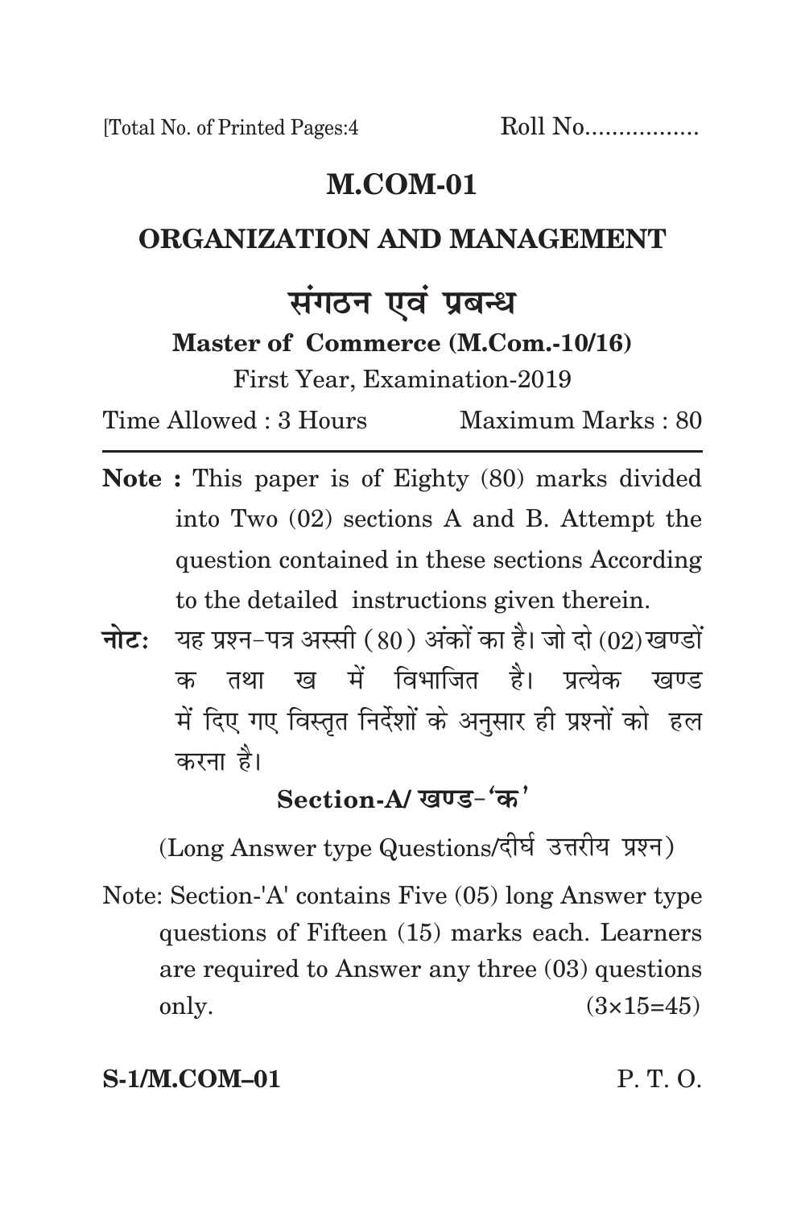[Total No. of Printed Pages:4        Roll No.................

# M.COM-01

## ORGANIZATION AND MANAGEMENT

## संगठन एवं प्रबन्ध

**Master of Commerce (M.Com.-10/16)**

First Year, Examination-2019

Time Allowed : 3 Hours        Maximum Marks : 80

---

**Note :** This paper is of Eighty (80) marks divided into Two (02) sections A and B. Attempt the question contained in these sections According to the detailed instructions given therein.

**नोटः** यह प्रश्न–पत्र अस्सी (80) अंकों का है। जो दो (02) खण्डों क तथा ख में विभाजित है। प्रत्येक खण्ड में दिए गए विस्तृत निर्देशों के अनुसार ही प्रश्नों को हल करना है।

### Section-A/ खण्ड–'क'

(Long Answer type Questions/दीर्घ उत्तरीय प्रश्न)

Note: Section-'A' contains Five (05) long Answer type questions of Fifteen (15) marks each. Learners are required to Answer any three (03) questions only. (3×15=45)

**S-1/M.COM–01**        P. T. O.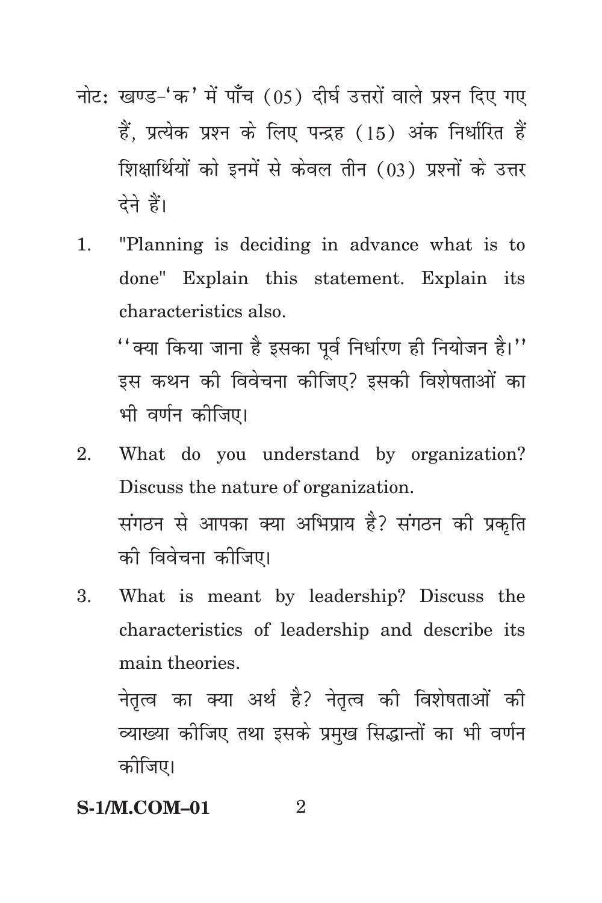नोट: खण्ड-'क' में पाँच (05) दीर्घ उत्तरों वाले प्रश्न दिए गए हैं, प्रत्येक प्रश्न के लिए पन्द्रह (15) अंक निर्धारित हैं शिक्षार्थियों को इनमें से केवल तीन (03) प्रश्नों के उत्तर देने हैं।

1. "Planning is deciding in advance what is to done" Explain this statement. Explain its characteristics also.

   ''क्या किया जाना है इसका पूर्व निर्धारण ही नियोजन है।'' इस कथन की विवेचना कीजिए? इसकी विशेषताओं का भी वर्णन कीजिए।

2. What do you understand by organization? Discuss the nature of organization.

   संगठन से आपका क्या अभिप्राय है? संगठन की प्रकृति की विवेचना कीजिए।

3. What is meant by leadership? Discuss the characteristics of leadership and describe its main theories.

   नेतृत्व का क्या अर्थ है? नेतृत्व की विशेषताओं की व्याख्या कीजिए तथा इसके प्रमुख सिद्धान्तों का भी वर्णन कीजिए।

**S-1/M.COM–01**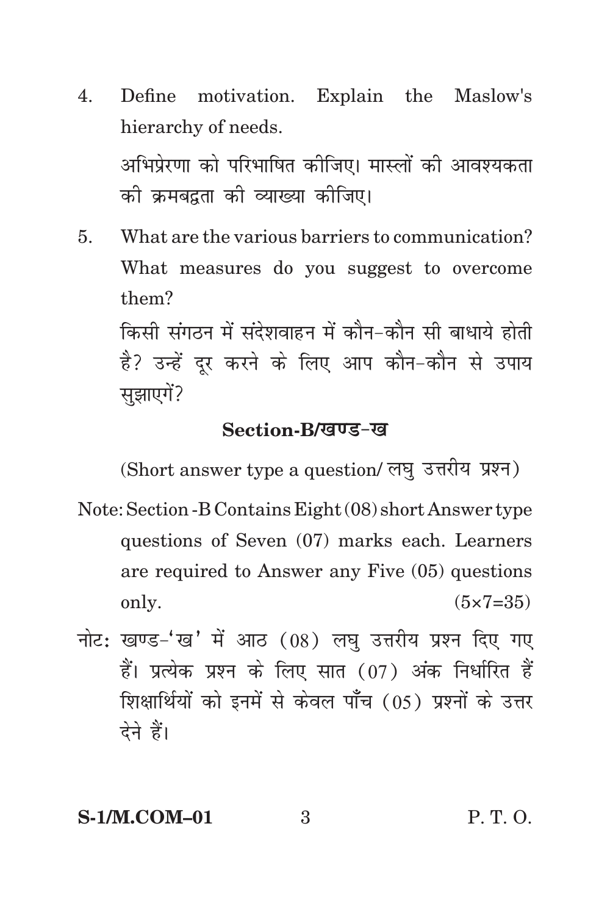4. Define motivation. Explain the Maslow's hierarchy of needs.

   अभिप्रेरणा को परिभाषित कीजिए। मास्लों की आवश्यकता की क्रमबद्वता की व्याख्या कीजिए।

5. What are the various barriers to communication? What measures do you suggest to overcome them?

   किसी संगठन में संदेशवाहन में कौन-कौन सी बाधाये होती है? उन्हें दूर करने के लिए आप कौन-कौन से उपाय सुझाएगें?

## Section-B/खण्ड-ख

(Short answer type a question/ लघु उत्तरीय प्रश्न)

Note: Section -B Contains Eight (08) short Answer type questions of Seven (07) marks each. Learners are required to Answer any Five (05) questions only. (5×7=35)

नोट: खण्ड-'ख' में आठ (08) लघु उत्तरीय प्रश्न दिए गए हैं। प्रत्येक प्रश्न के लिए सात (07) अंक निर्धारित हैं शिक्षार्थियों को इनमें से केवल पाँच (05) प्रश्नों के उत्तर देने हैं।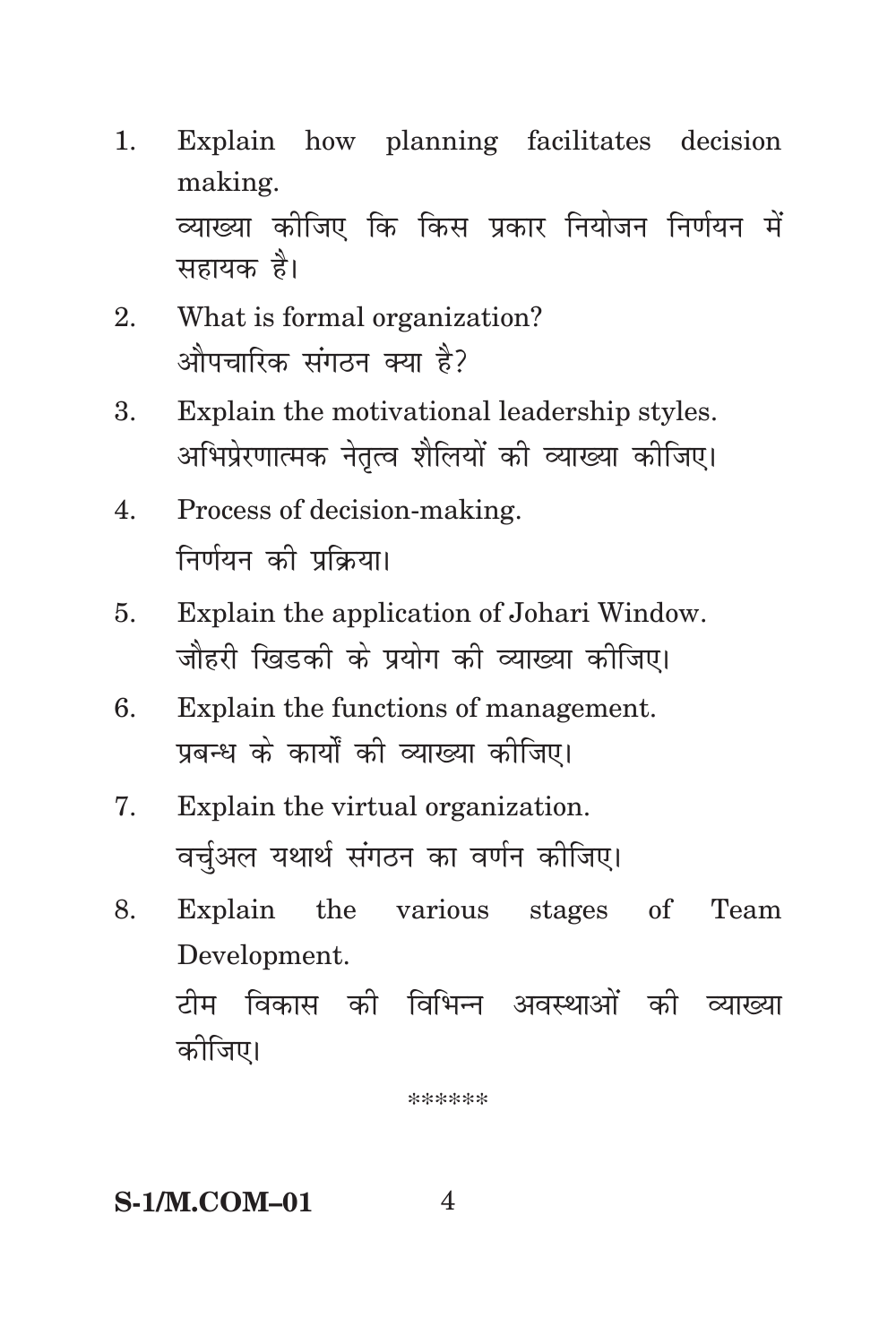1. Explain how planning facilitates decision making.

   व्याख्या कीजिए कि किस प्रकार नियोजन निर्णयन में सहायक है।

2. What is formal organization?

   औपचारिक संगठन क्या है?

3. Explain the motivational leadership styles.

   अभिप्रेरणात्मक नेतृत्व शैलियों की व्याख्या कीजिए।

4. Process of decision-making.

   निर्णयन की प्रक्रिया।

5. Explain the application of Johari Window.

   जौहरी खिडकी के प्रयोग की व्याख्या कीजिए।

6. Explain the functions of management.

   प्रबन्ध के कार्यों की व्याख्या कीजिए।

7. Explain the virtual organization.

   वर्चुअल यथार्थ संगठन का वर्णन कीजिए।

8. Explain the various stages of Team Development.

   टीम विकास की विभिन्न अवस्थाओं की व्याख्या कीजिए।

******

S-1/M.COM–01